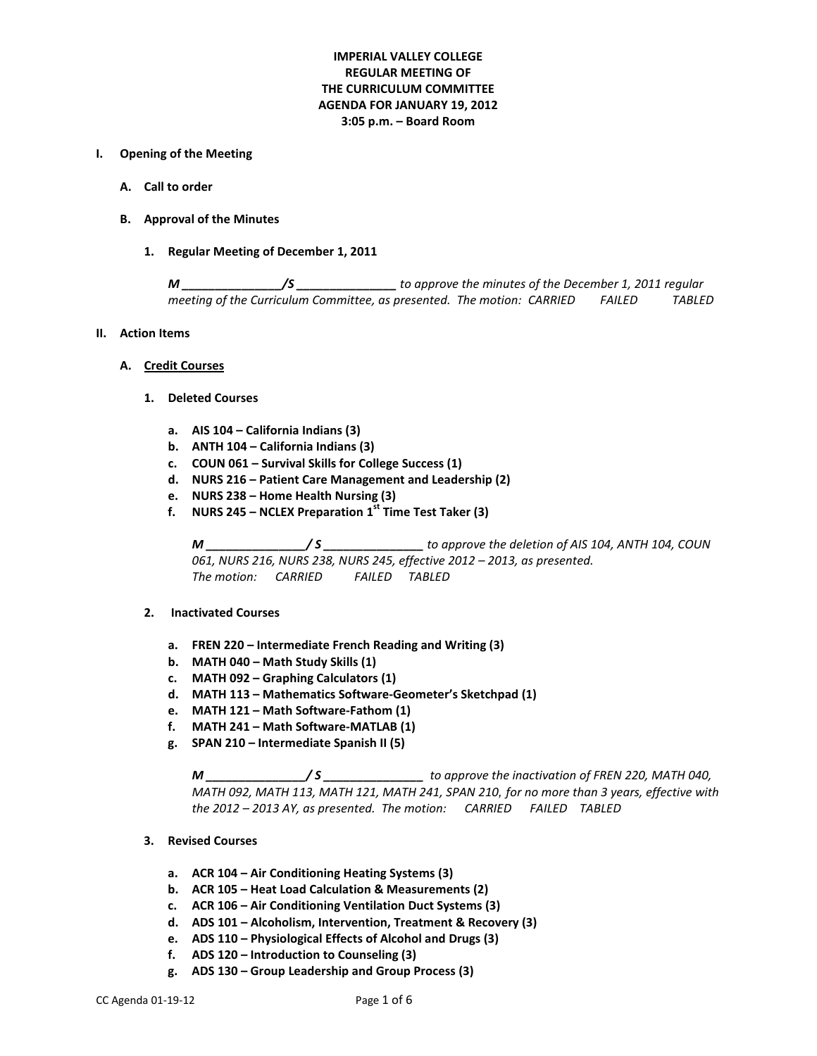**IMPERIAL VALLEY COLLEGE**
**REGULAR MEETING OF**
**THE CURRICULUM COMMITTEE**
**AGENDA FOR JANUARY 19, 2012**
**3:05 p.m. – Board Room**

**I. Opening of the Meeting**

**A. Call to order**

**B. Approval of the Minutes**

**1. Regular Meeting of December 1, 2011**

***M _______________/S _______________*** *to approve the minutes of the December 1, 2011 regular meeting of the Curriculum Committee, as presented. The motion: CARRIED FAILED TABLED*

**II. Action Items**

**A. Credit Courses**

**1. Deleted Courses**

- **a. AIS 104 – California Indians (3)**
- **b. ANTH 104 – California Indians (3)**
- **c. COUN 061 – Survival Skills for College Success (1)**
- **d. NURS 216 – Patient Care Management and Leadership (2)**
- **e. NURS 238 – Home Health Nursing (3)**
- **f. NURS 245 – NCLEX Preparation 1st Time Test Taker (3)**

***M _______________/ S _______________*** *to approve the deletion of AIS 104, ANTH 104, COUN 061, NURS 216, NURS 238, NURS 245, effective 2012 – 2013, as presented. The motion: CARRIED FAILED TABLED*

**2. Inactivated Courses**

- **a. FREN 220 – Intermediate French Reading and Writing (3)**
- **b. MATH 040 – Math Study Skills (1)**
- **c. MATH 092 – Graphing Calculators (1)**
- **d. MATH 113 – Mathematics Software-Geometer's Sketchpad (1)**
- **e. MATH 121 – Math Software-Fathom (1)**
- **f. MATH 241 – Math Software-MATLAB (1)**
- **g. SPAN 210 – Intermediate Spanish II (5)**

***M _______________/ S _______________*** *to approve the inactivation of FREN 220, MATH 040, MATH 092, MATH 113, MATH 121, MATH 241, SPAN 210, for no more than 3 years, effective with the 2012 – 2013 AY, as presented. The motion: CARRIED FAILED TABLED*

**3. Revised Courses**

- **a. ACR 104 – Air Conditioning Heating Systems (3)**
- **b. ACR 105 – Heat Load Calculation & Measurements (2)**
- **c. ACR 106 – Air Conditioning Ventilation Duct Systems (3)**
- **d. ADS 101 – Alcoholism, Intervention, Treatment & Recovery (3)**
- **e. ADS 110 – Physiological Effects of Alcohol and Drugs (3)**
- **f. ADS 120 – Introduction to Counseling (3)**
- **g. ADS 130 – Group Leadership and Group Process (3)**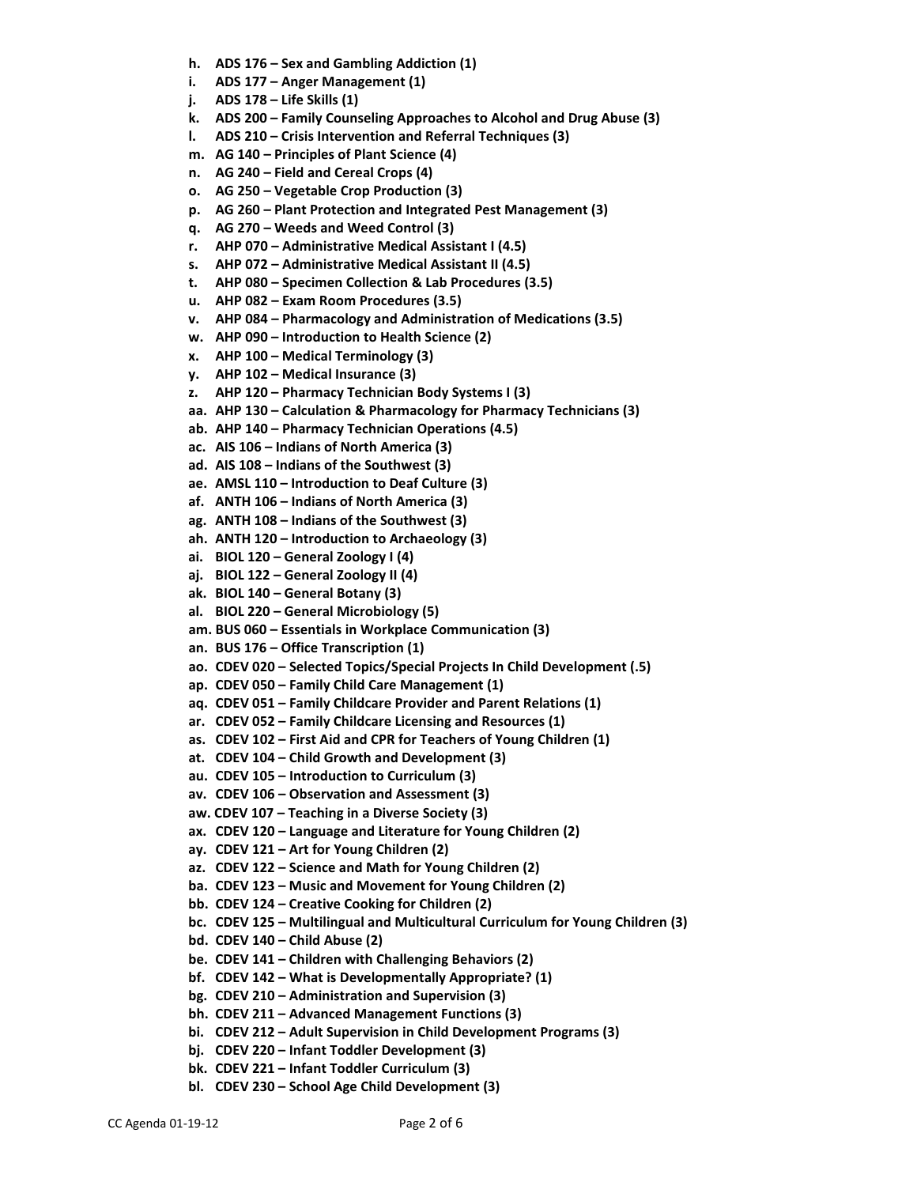- h. **ADS 176 – Sex and Gambling Addiction (1)**
- i. **ADS 177 – Anger Management (1)**
- j. **ADS 178 – Life Skills (1)**
- k. **ADS 200 – Family Counseling Approaches to Alcohol and Drug Abuse (3)**
- l. **ADS 210 – Crisis Intervention and Referral Techniques (3)**
- m. **AG 140 – Principles of Plant Science (4)**
- n. **AG 240 – Field and Cereal Crops (4)**
- o. **AG 250 – Vegetable Crop Production (3)**
- p. **AG 260 – Plant Protection and Integrated Pest Management (3)**
- q. **AG 270 – Weeds and Weed Control (3)**
- r. **AHP 070 – Administrative Medical Assistant I (4.5)**
- s. **AHP 072 – Administrative Medical Assistant II (4.5)**
- t. **AHP 080 – Specimen Collection & Lab Procedures (3.5)**
- u. **AHP 082 – Exam Room Procedures (3.5)**
- v. **AHP 084 – Pharmacology and Administration of Medications (3.5)**
- w. **AHP 090 – Introduction to Health Science (2)**
- x. **AHP 100 – Medical Terminology (3)**
- y. **AHP 102 – Medical Insurance (3)**
- z. **AHP 120 – Pharmacy Technician Body Systems I (3)**
- aa. **AHP 130 – Calculation & Pharmacology for Pharmacy Technicians (3)**
- ab. **AHP 140 – Pharmacy Technician Operations (4.5)**
- ac. **AIS 106 – Indians of North America (3)**
- ad. **AIS 108 – Indians of the Southwest (3)**
- ae. **AMSL 110 – Introduction to Deaf Culture (3)**
- af. **ANTH 106 – Indians of North America (3)**
- ag. **ANTH 108 – Indians of the Southwest (3)**
- ah. **ANTH 120 – Introduction to Archaeology (3)**
- ai. **BIOL 120 – General Zoology I (4)**
- aj. **BIOL 122 – General Zoology II (4)**
- ak. **BIOL 140 – General Botany (3)**
- al. **BIOL 220 – General Microbiology (5)**
- am. **BUS 060 – Essentials in Workplace Communication (3)**
- an. **BUS 176 – Office Transcription (1)**
- ao. **CDEV 020 – Selected Topics/Special Projects In Child Development (.5)**
- ap. **CDEV 050 – Family Child Care Management (1)**
- aq. **CDEV 051 – Family Childcare Provider and Parent Relations (1)**
- ar. **CDEV 052 – Family Childcare Licensing and Resources (1)**
- as. **CDEV 102 – First Aid and CPR for Teachers of Young Children (1)**
- at. **CDEV 104 – Child Growth and Development (3)**
- au. **CDEV 105 – Introduction to Curriculum (3)**
- av. **CDEV 106 – Observation and Assessment (3)**
- aw. **CDEV 107 – Teaching in a Diverse Society (3)**
- ax. **CDEV 120 – Language and Literature for Young Children (2)**
- ay. **CDEV 121 – Art for Young Children (2)**
- az. **CDEV 122 – Science and Math for Young Children (2)**
- ba. **CDEV 123 – Music and Movement for Young Children (2)**
- bb. **CDEV 124 – Creative Cooking for Children (2)**
- bc. **CDEV 125 – Multilingual and Multicultural Curriculum for Young Children (3)**
- bd. **CDEV 140 – Child Abuse (2)**
- be. **CDEV 141 – Children with Challenging Behaviors (2)**
- bf. **CDEV 142 – What is Developmentally Appropriate? (1)**
- bg. **CDEV 210 – Administration and Supervision (3)**
- bh. **CDEV 211 – Advanced Management Functions (3)**
- bi. **CDEV 212 – Adult Supervision in Child Development Programs (3)**
- bj. **CDEV 220 – Infant Toddler Development (3)**
- bk. **CDEV 221 – Infant Toddler Curriculum (3)**
- bl. **CDEV 230 – School Age Child Development (3)**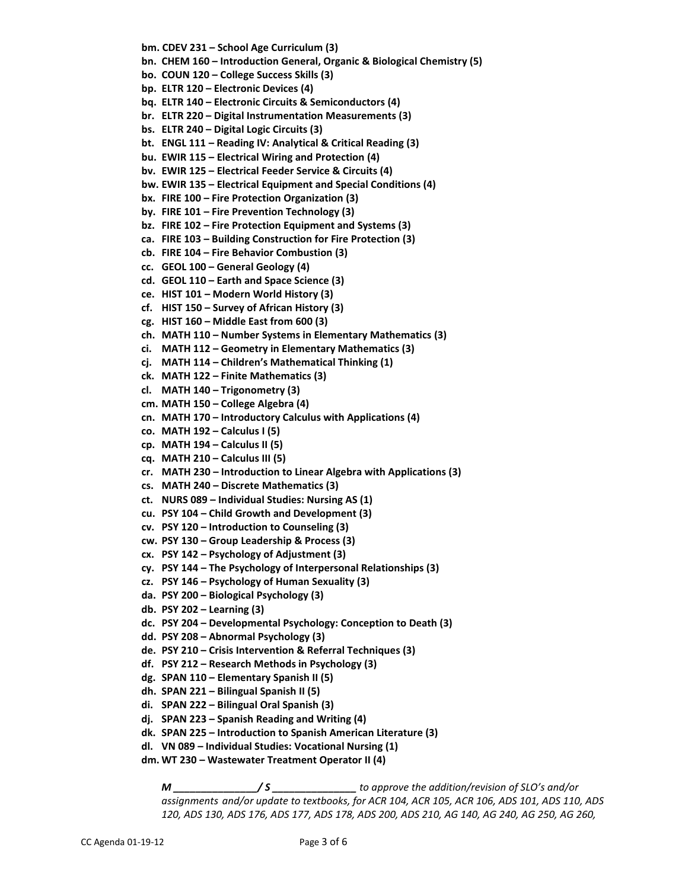**bm. CDEV 231 – School Age Curriculum (3)**
**bn. CHEM 160 – Introduction General, Organic & Biological Chemistry (5)**
**bo. COUN 120 – College Success Skills (3)**
**bp. ELTR 120 – Electronic Devices (4)**
**bq. ELTR 140 – Electronic Circuits & Semiconductors (4)**
**br. ELTR 220 – Digital Instrumentation Measurements (3)**
**bs. ELTR 240 – Digital Logic Circuits (3)**
**bt. ENGL 111 – Reading IV: Analytical & Critical Reading (3)**
**bu. EWIR 115 – Electrical Wiring and Protection (4)**
**bv. EWIR 125 – Electrical Feeder Service & Circuits (4)**
**bw. EWIR 135 – Electrical Equipment and Special Conditions (4)**
**bx. FIRE 100 – Fire Protection Organization (3)**
**by. FIRE 101 – Fire Prevention Technology (3)**
**bz. FIRE 102 – Fire Protection Equipment and Systems (3)**
**ca. FIRE 103 – Building Construction for Fire Protection (3)**
**cb. FIRE 104 – Fire Behavior Combustion (3)**
**cc. GEOL 100 – General Geology (4)**
**cd. GEOL 110 – Earth and Space Science (3)**
**ce. HIST 101 – Modern World History (3)**
**cf. HIST 150 – Survey of African History (3)**
**cg. HIST 160 – Middle East from 600 (3)**
**ch. MATH 110 – Number Systems in Elementary Mathematics (3)**
**ci. MATH 112 – Geometry in Elementary Mathematics (3)**
**cj. MATH 114 – Children's Mathematical Thinking (1)**
**ck. MATH 122 – Finite Mathematics (3)**
**cl. MATH 140 – Trigonometry (3)**
**cm. MATH 150 – College Algebra (4)**
**cn. MATH 170 – Introductory Calculus with Applications (4)**
**co. MATH 192 – Calculus I (5)**
**cp. MATH 194 – Calculus II (5)**
**cq. MATH 210 – Calculus III (5)**
**cr. MATH 230 – Introduction to Linear Algebra with Applications (3)**
**cs. MATH 240 – Discrete Mathematics (3)**
**ct. NURS 089 – Individual Studies: Nursing AS (1)**
**cu. PSY 104 – Child Growth and Development (3)**
**cv. PSY 120 – Introduction to Counseling (3)**
**cw. PSY 130 – Group Leadership & Process (3)**
**cx. PSY 142 – Psychology of Adjustment (3)**
**cy. PSY 144 – The Psychology of Interpersonal Relationships (3)**
**cz. PSY 146 – Psychology of Human Sexuality (3)**
**da. PSY 200 – Biological Psychology (3)**
**db. PSY 202 – Learning (3)**
**dc. PSY 204 – Developmental Psychology: Conception to Death (3)**
**dd. PSY 208 – Abnormal Psychology (3)**
**de. PSY 210 – Crisis Intervention & Referral Techniques (3)**
**df. PSY 212 – Research Methods in Psychology (3)**
**dg. SPAN 110 – Elementary Spanish II (5)**
**dh. SPAN 221 – Bilingual Spanish II (5)**
**di. SPAN 222 – Bilingual Oral Spanish (3)**
**dj. SPAN 223 – Spanish Reading and Writing (4)**
**dk. SPAN 225 – Introduction to Spanish American Literature (3)**
**dl. VN 089 – Individual Studies: Vocational Nursing (1)**
**dm. WT 230 – Wastewater Treatment Operator II (4)**

***M \_\_\_\_\_\_\_\_\_\_\_\_\_\_\_/ S \_\_\_\_\_\_\_\_\_\_\_\_\_\_\_*** *to approve the addition/revision of SLO's and/or assignments and/or update to textbooks, for ACR 104, ACR 105, ACR 106, ADS 101, ADS 110, ADS 120, ADS 130, ADS 176, ADS 177, ADS 178, ADS 200, ADS 210, AG 140, AG 240, AG 250, AG 260,*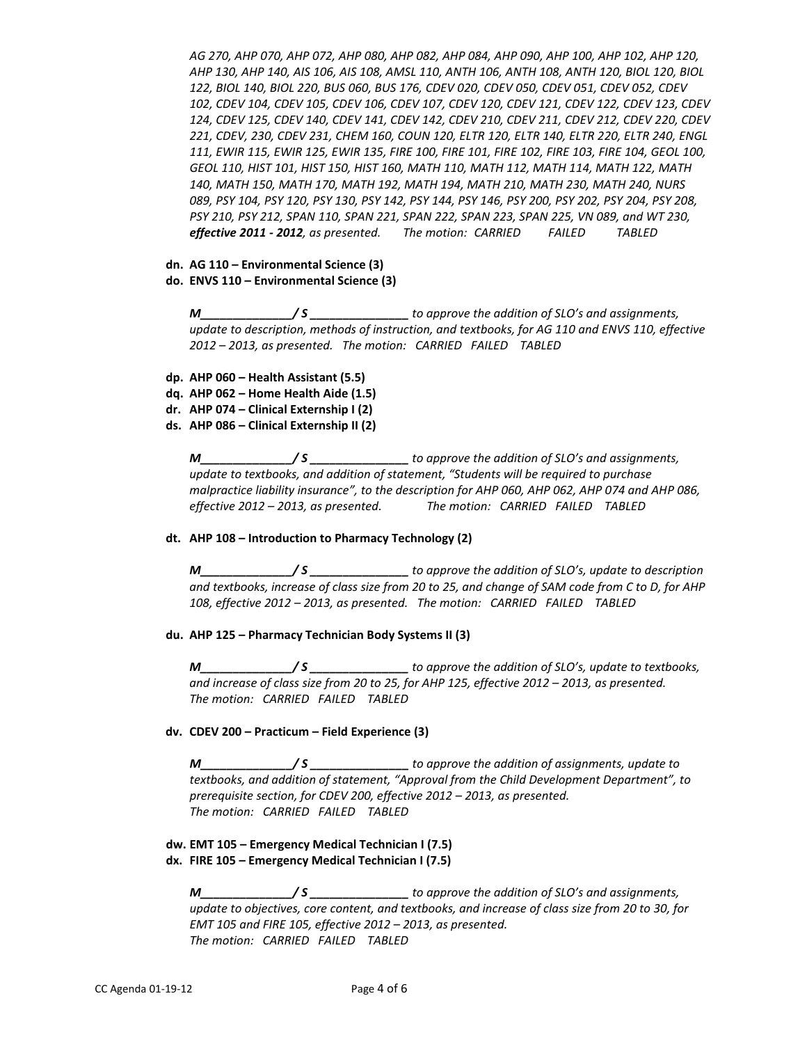*AG 270, AHP 070, AHP 072, AHP 080, AHP 082, AHP 084, AHP 090, AHP 100, AHP 102, AHP 120, AHP 130, AHP 140, AIS 106, AIS 108, AMSL 110, ANTH 106, ANTH 108, ANTH 120, BIOL 120, BIOL 122, BIOL 140, BIOL 220, BUS 060, BUS 176, CDEV 020, CDEV 050, CDEV 051, CDEV 052, CDEV 102, CDEV 104, CDEV 105, CDEV 106, CDEV 107, CDEV 120, CDEV 121, CDEV 122, CDEV 123, CDEV 124, CDEV 125, CDEV 140, CDEV 141, CDEV 142, CDEV 210, CDEV 211, CDEV 212, CDEV 220, CDEV 221, CDEV, 230, CDEV 231, CHEM 160, COUN 120, ELTR 120, ELTR 140, ELTR 220, ELTR 240, ENGL 111, EWIR 115, EWIR 125, EWIR 135, FIRE 100, FIRE 101, FIRE 102, FIRE 103, FIRE 104, GEOL 100, GEOL 110, HIST 101, HIST 150, HIST 160, MATH 110, MATH 112, MATH 114, MATH 122, MATH 140, MATH 150, MATH 170, MATH 192, MATH 194, MATH 210, MATH 230, MATH 240, NURS 089, PSY 104, PSY 120, PSY 130, PSY 142, PSY 144, PSY 146, PSY 200, PSY 202, PSY 204, PSY 208, PSY 210, PSY 212, SPAN 110, SPAN 221, SPAN 222, SPAN 223, SPAN 225, VN 089, and WT 230,* ***effective 2011 - 2012****, as presented. The motion: CARRIED FAILED TABLED*

**dn. AG 110 – Environmental Science (3)**

**do. ENVS 110 – Environmental Science (3)**

***M______________/ S _______________*** *to approve the addition of SLO's and assignments, update to description, methods of instruction, and textbooks, for AG 110 and ENVS 110, effective 2012 – 2013, as presented. The motion: CARRIED FAILED TABLED*

**dp. AHP 060 – Health Assistant (5.5)**

**dq. AHP 062 – Home Health Aide (1.5)**

**dr. AHP 074 – Clinical Externship I (2)**

**ds. AHP 086 – Clinical Externship II (2)**

***M______________/ S _______________*** *to approve the addition of SLO's and assignments, update to textbooks, and addition of statement, "Students will be required to purchase malpractice liability insurance", to the description for AHP 060, AHP 062, AHP 074 and AHP 086, effective 2012 – 2013, as presented. The motion: CARRIED FAILED TABLED*

**dt. AHP 108 – Introduction to Pharmacy Technology (2)**

***M______________/ S _______________*** *to approve the addition of SLO's, update to description and textbooks, increase of class size from 20 to 25, and change of SAM code from C to D, for AHP 108, effective 2012 – 2013, as presented. The motion: CARRIED FAILED TABLED*

**du. AHP 125 – Pharmacy Technician Body Systems II (3)**

***M______________/ S _______________*** *to approve the addition of SLO's, update to textbooks, and increase of class size from 20 to 25, for AHP 125, effective 2012 – 2013, as presented. The motion: CARRIED FAILED TABLED*

**dv. CDEV 200 – Practicum – Field Experience (3)**

***M______________/ S _______________*** *to approve the addition of assignments, update to textbooks, and addition of statement, "Approval from the Child Development Department", to prerequisite section, for CDEV 200, effective 2012 – 2013, as presented. The motion: CARRIED FAILED TABLED*

**dw. EMT 105 – Emergency Medical Technician I (7.5)**

**dx. FIRE 105 – Emergency Medical Technician I (7.5)**

***M______________/ S _______________*** *to approve the addition of SLO's and assignments, update to objectives, core content, and textbooks, and increase of class size from 20 to 30, for EMT 105 and FIRE 105, effective 2012 – 2013, as presented. The motion: CARRIED FAILED TABLED*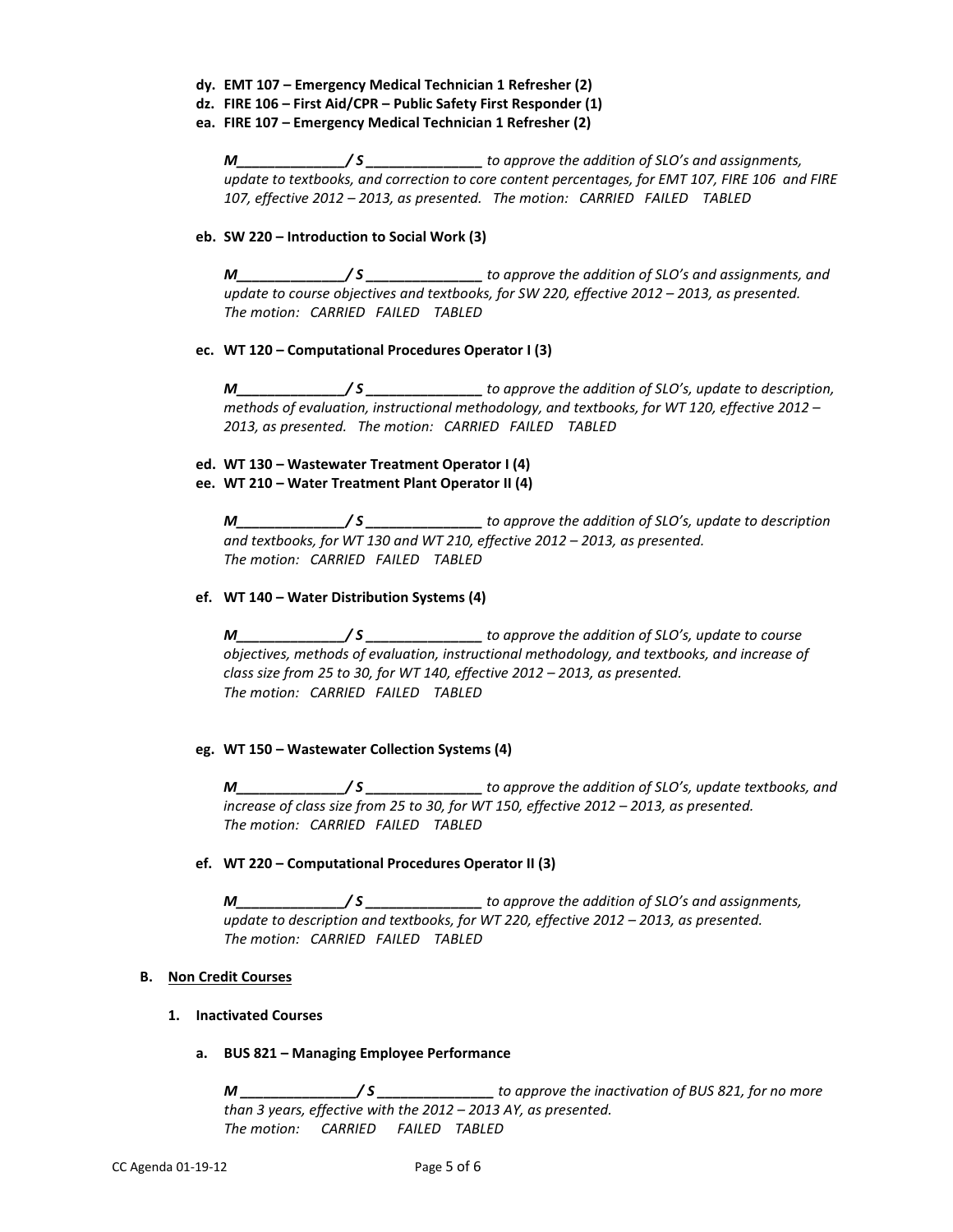**dy. EMT 107 – Emergency Medical Technician 1 Refresher (2)**
**dz. FIRE 106 – First Aid/CPR – Public Safety First Responder (1)**
**ea. FIRE 107 – Emergency Medical Technician 1 Refresher (2)**

***M______________/ S _______________*** *to approve the addition of SLO's and assignments, update to textbooks, and correction to core content percentages, for EMT 107, FIRE 106 and FIRE 107, effective 2012 – 2013, as presented. The motion: CARRIED FAILED TABLED*

**eb. SW 220 – Introduction to Social Work (3)**

***M______________/ S _______________*** *to approve the addition of SLO's and assignments, and update to course objectives and textbooks, for SW 220, effective 2012 – 2013, as presented. The motion: CARRIED FAILED TABLED*

**ec. WT 120 – Computational Procedures Operator I (3)**

***M______________/ S _______________*** *to approve the addition of SLO's, update to description, methods of evaluation, instructional methodology, and textbooks, for WT 120, effective 2012 – 2013, as presented. The motion: CARRIED FAILED TABLED*

**ed. WT 130 – Wastewater Treatment Operator I (4)**
**ee. WT 210 – Water Treatment Plant Operator II (4)**

***M______________/ S _______________*** *to approve the addition of SLO's, update to description and textbooks, for WT 130 and WT 210, effective 2012 – 2013, as presented. The motion: CARRIED FAILED TABLED*

**ef. WT 140 – Water Distribution Systems (4)**

***M______________/ S _______________*** *to approve the addition of SLO's, update to course objectives, methods of evaluation, instructional methodology, and textbooks, and increase of class size from 25 to 30, for WT 140, effective 2012 – 2013, as presented. The motion: CARRIED FAILED TABLED*

**eg. WT 150 – Wastewater Collection Systems (4)**

***M______________/ S _______________*** *to approve the addition of SLO's, update textbooks, and increase of class size from 25 to 30, for WT 150, effective 2012 – 2013, as presented. The motion: CARRIED FAILED TABLED*

**ef. WT 220 – Computational Procedures Operator II (3)**

***M______________/ S _______________*** *to approve the addition of SLO's and assignments, update to description and textbooks, for WT 220, effective 2012 – 2013, as presented. The motion: CARRIED FAILED TABLED*

**B. <u>Non Credit Courses</u>**

**1. Inactivated Courses**

**a. BUS 821 – Managing Employee Performance**

***M _______________/ S _______________*** *to approve the inactivation of BUS 821, for no more than 3 years, effective with the 2012 – 2013 AY, as presented. The motion: CARRIED FAILED TABLED*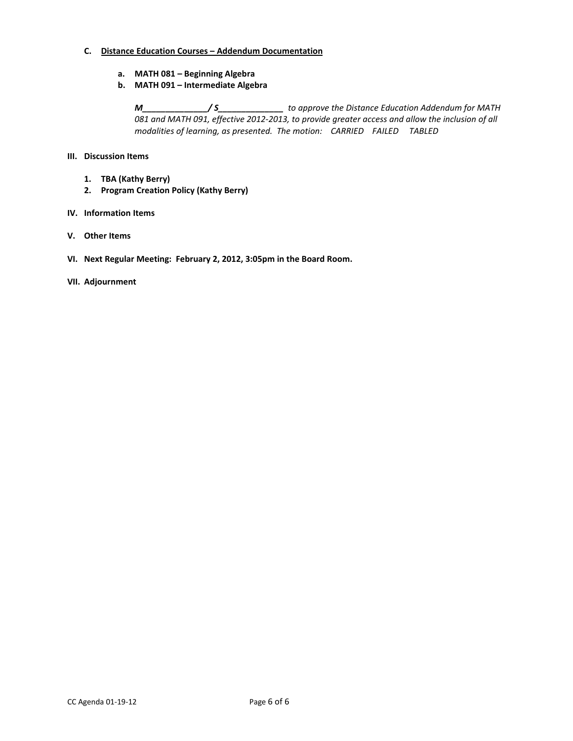**C. <u>Distance Education Courses – Addendum Documentation</u>**

**a. MATH 081 – Beginning Algebra**

**b. MATH 091 – Intermediate Algebra**

***M______________/ S______________*** *to approve the Distance Education Addendum for MATH 081 and MATH 091, effective 2012-2013, to provide greater access and allow the inclusion of all modalities of learning, as presented. The motion: CARRIED FAILED TABLED*

**III. Discussion Items**

1. **TBA (Kathy Berry)**
2. **Program Creation Policy (Kathy Berry)**

**IV. Information Items**

**V. Other Items**

**VI. Next Regular Meeting: February 2, 2012, 3:05pm in the Board Room.**

**VII. Adjournment**